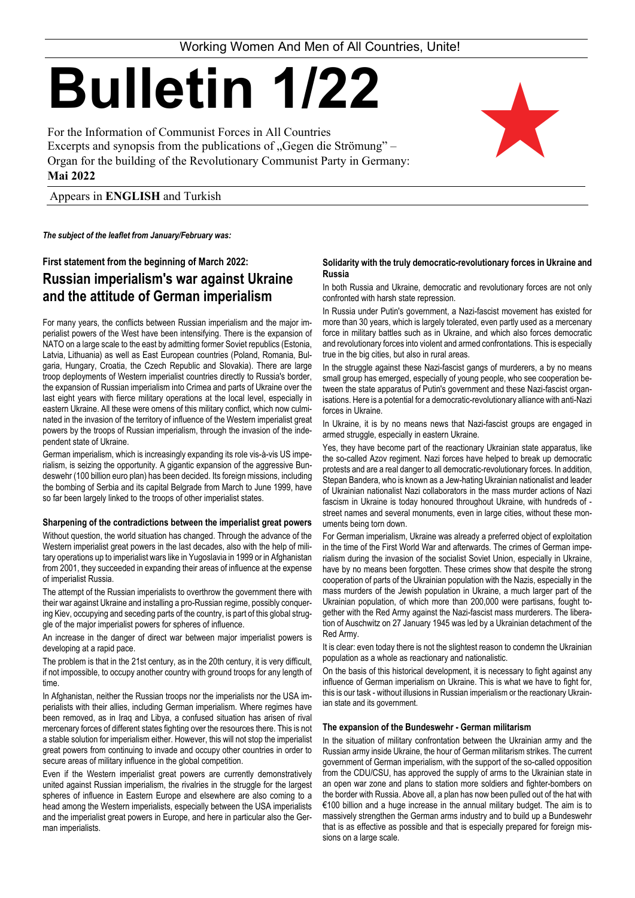Working Women And Men of All Countries, Unite!

# Bulletin 1/22

For the Information of Communist Forces in All Countries
Excerpts and synopsis from the publications of „Gegen die Strömung" –
Organ for the building of the Revolutionary Communist Party in Germany:
**Mai 2022**

Appears in **ENGLISH** and Turkish

***The subject of the leaflet from January/February was:***

**First statement from the beginning of March 2022:**

## Russian imperialism's war against Ukraine and the attitude of German imperialism

For many years, the conflicts between Russian imperialism and the major imperialist powers of the West have been intensifying. There is the expansion of NATO on a large scale to the east by admitting former Soviet republics (Estonia, Latvia, Lithuania) as well as East European countries (Poland, Romania, Bulgaria, Hungary, Croatia, the Czech Republic and Slovakia). There are large troop deployments of Western imperialist countries directly to Russia's border, the expansion of Russian imperialism into Crimea and parts of Ukraine over the last eight years with fierce military operations at the local level, especially in eastern Ukraine. All these were omens of this military conflict, which now culminated in the invasion of the territory of influence of the Western imperialist great powers by the troops of Russian imperialism, through the invasion of the independent state of Ukraine.

German imperialism, which is increasingly expanding its role vis-à-vis US imperialism, is seizing the opportunity. A gigantic expansion of the aggressive Bundeswehr (100 billion euro plan) has been decided. Its foreign missions, including the bombing of Serbia and its capital Belgrade from March to June 1999, have so far been largely linked to the troops of other imperialist states.

### Sharpening of the contradictions between the imperialist great powers

Without question, the world situation has changed. Through the advance of the Western imperialist great powers in the last decades, also with the help of military operations up to imperialist wars like in Yugoslavia in 1999 or in Afghanistan from 2001, they succeeded in expanding their areas of influence at the expense of imperialist Russia.

The attempt of the Russian imperialists to overthrow the government there with their war against Ukraine and installing a pro-Russian regime, possibly conquering Kiev, occupying and seceding parts of the country, is part of this global struggle of the major imperialist powers for spheres of influence.

An increase in the danger of direct war between major imperialist powers is developing at a rapid pace.

The problem is that in the 21st century, as in the 20th century, it is very difficult, if not impossible, to occupy another country with ground troops for any length of time.

In Afghanistan, neither the Russian troops nor the imperialists nor the USA imperialists with their allies, including German imperialism. Where regimes have been removed, as in Iraq and Libya, a confused situation has arisen of rival mercenary forces of different states fighting over the resources there. This is not a stable solution for imperialism either. However, this will not stop the imperialist great powers from continuing to invade and occupy other countries in order to secure areas of military influence in the global competition.

Even if the Western imperialist great powers are currently demonstratively united against Russian imperialism, the rivalries in the struggle for the largest spheres of influence in Eastern Europe and elsewhere are also coming to a head among the Western imperialists, especially between the USA imperialists and the imperialist great powers in Europe, and here in particular also the German imperialists.

### Solidarity with the truly democratic-revolutionary forces in Ukraine and Russia

In both Russia and Ukraine, democratic and revolutionary forces are not only confronted with harsh state repression.

In Russia under Putin's government, a Nazi-fascist movement has existed for more than 30 years, which is largely tolerated, even partly used as a mercenary force in military battles such as in Ukraine, and which also forces democratic and revolutionary forces into violent and armed confrontations. This is especially true in the big cities, but also in rural areas.

In the struggle against these Nazi-fascist gangs of murderers, a by no means small group has emerged, especially of young people, who see cooperation between the state apparatus of Putin's government and these Nazi-fascist organisations. Here is a potential for a democratic-revolutionary alliance with anti-Nazi forces in Ukraine.

In Ukraine, it is by no means news that Nazi-fascist groups are engaged in armed struggle, especially in eastern Ukraine.

Yes, they have become part of the reactionary Ukrainian state apparatus, like the so-called Azov regiment. Nazi forces have helped to break up democratic protests and are a real danger to all democratic-revolutionary forces. In addition, Stepan Bandera, who is known as a Jew-hating Ukrainian nationalist and leader of Ukrainian nationalist Nazi collaborators in the mass murder actions of Nazi fascism in Ukraine is today honoured throughout Ukraine, with hundreds of - street names and several monuments, even in large cities, without these monuments being torn down.

For German imperialism, Ukraine was already a preferred object of exploitation in the time of the First World War and afterwards. The crimes of German imperialism during the invasion of the socialist Soviet Union, especially in Ukraine, have by no means been forgotten. These crimes show that despite the strong cooperation of parts of the Ukrainian population with the Nazis, especially in the mass murders of the Jewish population in Ukraine, a much larger part of the Ukrainian population, of which more than 200,000 were partisans, fought together with the Red Army against the Nazi-fascist mass murderers. The liberation of Auschwitz on 27 January 1945 was led by a Ukrainian detachment of the Red Army.

It is clear: even today there is not the slightest reason to condemn the Ukrainian population as a whole as reactionary and nationalistic.

On the basis of this historical development, it is necessary to fight against any influence of German imperialism on Ukraine. This is what we have to fight for, this is our task - without illusions in Russian imperialism or the reactionary Ukrainian state and its government.

### The expansion of the Bundeswehr - German militarism

In the situation of military confrontation between the Ukrainian army and the Russian army inside Ukraine, the hour of German militarism strikes. The current government of German imperialism, with the support of the so-called opposition from the CDU/CSU, has approved the supply of arms to the Ukrainian state in an open war zone and plans to station more soldiers and fighter-bombers on the border with Russia. Above all, a plan has now been pulled out of the hat with €100 billion and a huge increase in the annual military budget. The aim is to massively strengthen the German arms industry and to build up a Bundeswehr that is as effective as possible and that is especially prepared for foreign missions on a large scale.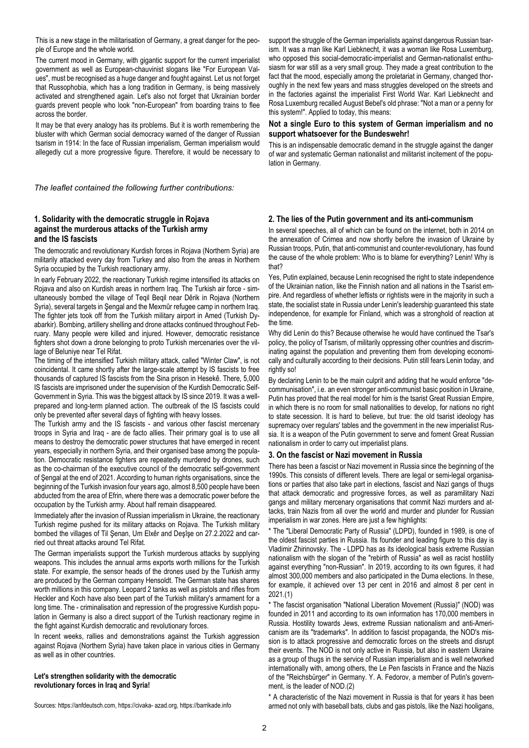This is a new stage in the militarisation of Germany, a great danger for the people of Europe and the whole world.

The current mood in Germany, with gigantic support for the current imperialist government as well as European-chauvinist slogans like "For European Values", must be recognised as a huge danger and fought against. Let us not forget that Russophobia, which has a long tradition in Germany, is being massively activated and strengthened again. Let's also not forget that Ukrainian border guards prevent people who look "non-European" from boarding trains to flee across the border.

It may be that every analogy has its problems. But it is worth remembering the bluster with which German social democracy warned of the danger of Russian tsarism in 1914: In the face of Russian imperialism, German imperialism would allegedly cut a more progressive figure. Therefore, it would be necessary to support the struggle of the German imperialists against dangerous Russian tsarism. It was a man like Karl Liebknecht, it was a woman like Rosa Luxemburg, who opposed this social-democratic-imperialist and German-nationalist enthusiasm for war still as a very small group. They made a great contribution to the fact that the mood, especially among the proletariat in Germany, changed thoroughly in the next few years and mass struggles developed on the streets and in the factories against the imperialist First World War. Karl Liebknecht and Rosa Luxemburg recalled August Bebel's old phrase: "Not a man or a penny for this system!". Applied to today, this means:

**Not a single Euro to this system of German imperialism and no support whatsoever for the Bundeswehr!**

This is an indispensable democratic demand in the struggle against the danger of war and systematic German nationalist and militarist incitement of the population in Germany.

*The leaflet contained the following further contributions:*

## 1. Solidarity with the democratic struggle in Rojava against the murderous attacks of the Turkish army and the IS fascists

The democratic and revolutionary Kurdish forces in Rojava (Northern Syria) are militarily attacked every day from Turkey and also from the areas in Northern Syria occupied by the Turkish reactionary army.

In early February 2022, the reactionary Turkish regime intensified its attacks on Rojava and also on Kurdish areas in northern Iraq. The Turkish air force - simultaneously bombed the village of Teqil Beqil near Dêrik in Rojava (Northern Syria), several targets in Şengal and the Mexmûr refugee camp in northern Iraq. The fighter jets took off from the Turkish military airport in Amed (Turkish Dyabarkir). Bombing, artillery shelling and drone attacks continued throughout February. Many people were killed and injured. However, democratic resistance fighters shot down a drone belonging to proto Turkish mercenaries over the village of Beluniye near Tel Rifat.

The timing of the intensified Turkish military attack, called "Winter Claw", is not coincidental. It came shortly after the large-scale attempt by IS fascists to free thousands of captured IS fascists from the Sina prison in Hesekê. There, 5,000 IS fascists are imprisoned under the supervision of the Kurdish Democratic Self-Government in Syria. This was the biggest attack by IS since 2019. It was a well-prepared and long-term planned action. The outbreak of the IS fascists could only be prevented after several days of fighting with heavy losses.

The Turkish army and the IS fascists - and various other fascist mercenary troops in Syria and Iraq - are de facto allies. Their primary goal is to use all means to destroy the democratic power structures that have emerged in recent years, especially in northern Syria, and their organised base among the population. Democratic resistance fighters are repeatedly murdered by drones, such as the co-chairman of the executive council of the democratic self-government of Şengal at the end of 2021. According to human rights organisations, since the beginning of the Turkish invasion four years ago, almost 8,500 people have been abducted from the area of Efrin, where there was a democratic power before the occupation by the Turkish army. About half remain disappeared.

Immediately after the invasion of Russian imperialism in Ukraine, the reactionary Turkish regime pushed for its military attacks on Rojava. The Turkish military bombed the villages of Til Şenan, Um Elxêr and Deşîşe on 27.2.2022 and carried out threat attacks around Tel Rifat.

The German imperialists support the Turkish murderous attacks by supplying weapons. This includes the annual arms exports worth millions for the Turkish state. For example, the sensor heads of the drones used by the Turkish army are produced by the German company Hensoldt. The German state has shares worth millions in this company. Leopard 2 tanks as well as pistols and rifles from Heckler and Koch have also been part of the Turkish military's armament for a long time. The - criminalisation and repression of the progressive Kurdish population in Germany is also a direct support of the Turkish reactionary regime in the fight against Kurdish democratic and revolutionary forces.

In recent weeks, rallies and demonstrations against the Turkish aggression against Rojava (Northern Syria) have taken place in various cities in Germany as well as in other countries.

**Let's strengthen solidarity with the democratic revolutionary forces in Iraq and Syria!**

Sources: https://anfdeutsch.com, https://civaka- azad.org, https://barrikade.info

## 2. The lies of the Putin government and its anti-communism

In several speeches, all of which can be found on the internet, both in 2014 on the annexation of Crimea and now shortly before the invasion of Ukraine by Russian troops, Putin, that anti-communist and counter-revolutionary, has found the cause of the whole problem: Who is to blame for everything? Lenin! Why is that?

Yes, Putin explained, because Lenin recognised the right to state independence of the Ukrainian nation, like the Finnish nation and all nations in the Tsarist empire. And regardless of whether leftists or rightists were in the majority in such a state, the socialist state in Russia under Lenin's leadership guaranteed this state independence, for example for Finland, which was a stronghold of reaction at the time.

Why did Lenin do this? Because otherwise he would have continued the Tsar's policy, the policy of Tsarism, of militarily oppressing other countries and discriminating against the population and preventing them from developing economically and culturally according to their decisions. Putin still fears Lenin today, and rightly so!

By declaring Lenin to be the main culprit and adding that he would enforce "decommunisation", i.e. an even stronger anti-communist basic position in Ukraine, Putin has proved that the real model for him is the tsarist Great Russian Empire, in which there is no room for small nationalities to develop, for nations no right to state secession. It is hard to believe, but true: the old tsarist ideology has supremacy over regulars' tables and the government in the new imperialist Russia. It is a weapon of the Putin government to serve and foment Great Russian nationalism in order to carry out imperialist plans.

## 3. On the fascist or Nazi movement in Russia

There has been a fascist or Nazi movement in Russia since the beginning of the 1990s. This consists of different levels. There are legal or semi-legal organisations or parties that also take part in elections, fascist and Nazi gangs of thugs that attack democratic and progressive forces, as well as paramilitary Nazi gangs and military mercenary organisations that commit Nazi murders and attacks, train Nazis from all over the world and murder and plunder for Russian imperialism in war zones. Here are just a few highlights:

* The "Liberal Democratic Party of Russia" (LDPD), founded in 1989, is one of the oldest fascist parties in Russia. Its founder and leading figure to this day is Vladimir Zhirinovsky. The - LDPD has as its ideological basis extreme Russian nationalism with the slogan of the "rebirth of Russia" as well as racist hostility against everything "non-Russian". In 2019, according to its own figures, it had almost 300,000 members and also participated in the Duma elections. In these, for example, it achieved over 13 per cent in 2016 and almost 8 per cent in 2021.(1)

* The fascist organisation "National Liberation Movement (Russia)" (NOD) was founded in 2011 and according to its own information has 170,000 members in Russia. Hostility towards Jews, extreme Russian nationalism and anti-Americanism are its "trademarks". In addition to fascist propaganda, the NOD's mission is to attack progressive and democratic forces on the streets and disrupt their events. The NOD is not only active in Russia, but also in eastern Ukraine as a group of thugs in the service of Russian imperialism and is well networked internationally with, among others, the Le Pen fascists in France and the Nazis of the "Reichsbürger" in Germany. Y. A. Fedorov, a member of Putin's government, is the leader of NOD.(2)

* A characteristic of the Nazi movement in Russia is that for years it has been armed not only with baseball bats, clubs and gas pistols, like the Nazi hooligans,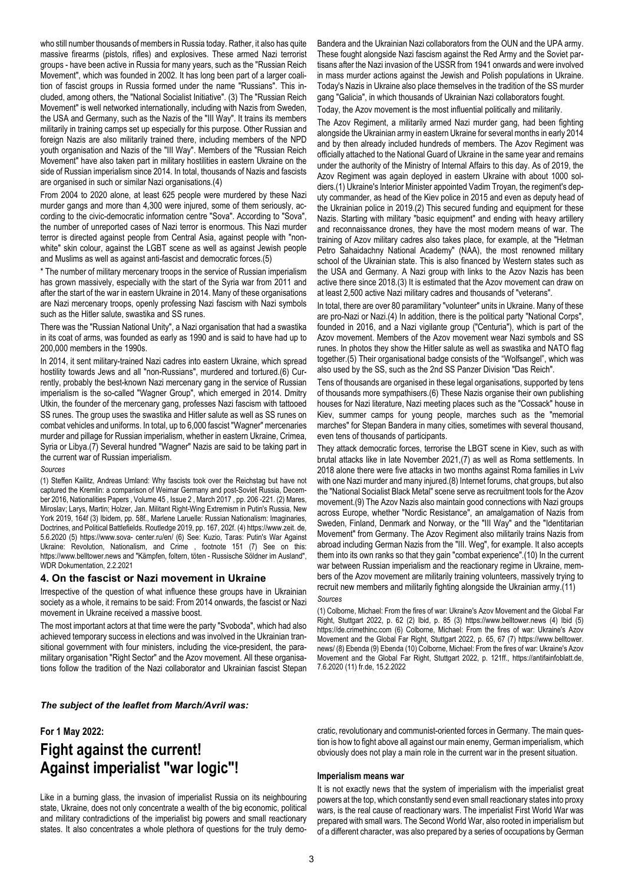who still number thousands of members in Russia today. Rather, it also has quite massive firearms (pistols, rifles) and explosives. These armed Nazi terrorist groups - have been active in Russia for many years, such as the "Russian Reich Movement", which was founded in 2002. It has long been part of a larger coalition of fascist groups in Russia formed under the name "Russians". This included, among others, the "National Socialist Initiative". (3) The "Russian Reich Movement" is well networked internationally, including with Nazis from Sweden, the USA and Germany, such as the Nazis of the "III Way". It trains its members militarily in training camps set up especially for this purpose. Other Russian and foreign Nazis are also militarily trained there, including members of the NPD youth organisation and Nazis of the "III Way". Members of the "Russian Reich Movement" have also taken part in military hostilities in eastern Ukraine on the side of Russian imperialism since 2014. In total, thousands of Nazis and fascists are organised in such or similar Nazi organisations.(4)

From 2004 to 2020 alone, at least 625 people were murdered by these Nazi murder gangs and more than 4,300 were injured, some of them seriously, according to the civic-democratic information centre "Sova". According to "Sova", the number of unreported cases of Nazi terror is enormous. This Nazi murder terror is directed against people from Central Asia, against people with "non-white" skin colour, against the LGBT scene as well as against Jewish people and Muslims as well as against anti-fascist and democratic forces.(5)

* The number of military mercenary troops in the service of Russian imperialism has grown massively, especially with the start of the Syria war from 2011 and after the start of the war in eastern Ukraine in 2014. Many of these organisations are Nazi mercenary troops, openly professing Nazi fascism with Nazi symbols such as the Hitler salute, swastika and SS runes.

There was the "Russian National Unity", a Nazi organisation that had a swastika in its coat of arms, was founded as early as 1990 and is said to have had up to 200,000 members in the 1990s.

In 2014, it sent military-trained Nazi cadres into eastern Ukraine, which spread hostility towards Jews and all "non-Russians", murdered and tortured.(6) Currently, probably the best-known Nazi mercenary gang in the service of Russian imperialism is the so-called "Wagner Group", which emerged in 2014. Dmitry Utkin, the founder of the mercenary gang, professes Nazi fascism with tattooed SS runes. The group uses the swastika and Hitler salute as well as SS runes on combat vehicles and uniforms. In total, up to 6,000 fascist "Wagner" mercenaries murder and pillage for Russian imperialism, whether in eastern Ukraine, Crimea, Syria or Libya.(7) Several hundred "Wagner" Nazis are said to be taking part in the current war of Russian imperialism.

*Sources*

(1) Steffen Kailitz, Andreas Umland: Why fascists took over the Reichstag but have not captured the Kremlin: a comparison of Weimar Germany and post-Soviet Russia, December 2016, Nationalities Papers , Volume 45 , Issue 2 , March 2017 , pp. 206 -221. (2) Mares, Miroslav; Larys, Martin; Holzer, Jan. Militant Right-Wing Extremism in Putin's Russia, New York 2019, 164f (3) Ibidem, pp. 58f., Marlene Laruelle: Russian Nationalism: Imaginaries, Doctrines, and Political Battlefields. Routledge 2019, pp. 167, 202f. (4) https://www.zeit. de, 5.6.2020 (5) https://www.sova- center.ru/en/ (6) See: Kuzio, Taras: Putin's War Against Ukraine: Revolution, Nationalism, and Crime , footnote 151 (7) See on this: https://www.belltower.news and "Kämpfen, foltern, töten - Russische Söldner im Ausland", WDR Dokumentation, 2.2.2021

## 4. On the fascist or Nazi movement in Ukraine

Irrespective of the question of what influence these groups have in Ukrainian society as a whole, it remains to be said: From 2014 onwards, the fascist or Nazi movement in Ukraine received a massive boost.

The most important actors at that time were the party "Svoboda", which had also achieved temporary success in elections and was involved in the Ukrainian transitional government with four ministers, including the vice-president, the paramilitary organisation "Right Sector" and the Azov movement. All these organisations follow the tradition of the Nazi collaborator and Ukrainian fascist Stepan Bandera and the Ukrainian Nazi collaborators from the OUN and the UPA army. These fought alongside Nazi fascism against the Red Army and the Soviet partisans after the Nazi invasion of the USSR from 1941 onwards and were involved in mass murder actions against the Jewish and Polish populations in Ukraine. Today's Nazis in Ukraine also place themselves in the tradition of the SS murder gang "Galicia", in which thousands of Ukrainian Nazi collaborators fought.

Today, the Azov movement is the most influential politically and militarily.

The Azov Regiment, a militarily armed Nazi murder gang, had been fighting alongside the Ukrainian army in eastern Ukraine for several months in early 2014 and by then already included hundreds of members. The Azov Regiment was officially attached to the National Guard of Ukraine in the same year and remains under the authority of the Ministry of Internal Affairs to this day. As of 2019, the Azov Regiment was again deployed in eastern Ukraine with about 1000 soldiers.(1) Ukraine's Interior Minister appointed Vadim Troyan, the regiment's deputy commander, as head of the Kiev police in 2015 and even as deputy head of the Ukrainian police in 2019.(2) This secured funding and equipment for these Nazis. Starting with military "basic equipment" and ending with heavy artillery and reconnaissance drones, they have the most modern means of war. The training of Azov military cadres also takes place, for example, at the "Hetman Petro Sahaidachny National Academy" (NAA), the most renowned military school of the Ukrainian state. This is also financed by Western states such as the USA and Germany. A Nazi group with links to the Azov Nazis has been active there since 2018.(3) It is estimated that the Azov movement can draw on at least 2,500 active Nazi military cadres and thousands of "veterans".

In total, there are over 80 paramilitary "volunteer" units in Ukraine. Many of these are pro-Nazi or Nazi.(4) In addition, there is the political party "National Corps", founded in 2016, and a Nazi vigilante group ("Centuria"), which is part of the Azov movement. Members of the Azov movement wear Nazi symbols and SS runes. In photos they show the Hitler salute as well as swastika and NATO flag together.(5) Their organisational badge consists of the "Wolfsangel", which was also used by the SS, such as the 2nd SS Panzer Division "Das Reich".

Tens of thousands are organised in these legal organisations, supported by tens of thousands more sympathisers.(6) These Nazis organise their own publishing houses for Nazi literature, Nazi meeting places such as the "Cossack" house in Kiev, summer camps for young people, marches such as the "memorial marches" for Stepan Bandera in many cities, sometimes with several thousand, even tens of thousands of participants.

They attack democratic forces, terrorise the LBGT scene in Kiev, such as with brutal attacks like in late November 2021,(7) as well as Roma settlements. In 2018 alone there were five attacks in two months against Roma families in Lviv with one Nazi murder and many injured.(8) Internet forums, chat groups, but also the "National Socialist Black Metal" scene serve as recruitment tools for the Azov movement.(9) The Azov Nazis also maintain good connections with Nazi groups across Europe, whether "Nordic Resistance", an amalgamation of Nazis from Sweden, Finland, Denmark and Norway, or the "III Way" and the "Identitarian Movement" from Germany. The Azov Regiment also militarily trains Nazis from abroad including German Nazis from the "III. Weg", for example. It also accepts them into its own ranks so that they gain "combat experience".(10) In the current war between Russian imperialism and the reactionary regime in Ukraine, members of the Azov movement are militarily training volunteers, massively trying to recruit new members and militarily fighting alongside the Ukrainian army.(11)

*Sources*

(1) Colborne, Michael: From the fires of war: Ukraine's Azov Movement and the Global Far Right, Stuttgart 2022, p. 62 (2) Ibid, p. 85 (3) https://www.belltower.news (4) Ibid (5) https://de.crimethinc.com (6) Colborne, Michael: From the fires of war: Ukraine's Azov Movement and the Global Far Right, Stuttgart 2022, p. 65, 67 (7) https://www.belltower.news/ (8) Ebenda (9) Ebenda (10) Colborne, Michael: From the fires of war: Ukraine's Azov Movement and the Global Far Right, Stuttgart 2022, p. 121ff., https://antifainfoblatt.de, 7.6.2020 (11) fr.de, 15.2.2022

***The subject of the leaflet from March/Avril was:***

**For 1 May 2022:**

# Fight against the current! Against imperialist "war logic"!

Like in a burning glass, the invasion of imperialist Russia on its neighbouring state, Ukraine, does not only concentrate a wealth of the big economic, political and military contradictions of the imperialist big powers and small reactionary states. It also concentrates a whole plethora of questions for the truly democratic, revolutionary and communist-oriented forces in Germany. The main question is how to fight above all against our main enemy, German imperialism, which obviously does not play a main role in the current war in the present situation.

### Imperialism means war

It is not exactly news that the system of imperialism with the imperialist great powers at the top, which constantly send even small reactionary states into proxy wars, is the real cause of reactionary wars. The imperialist First World War was prepared with small wars. The Second World War, also rooted in imperialism but of a different character, was also prepared by a series of occupations by German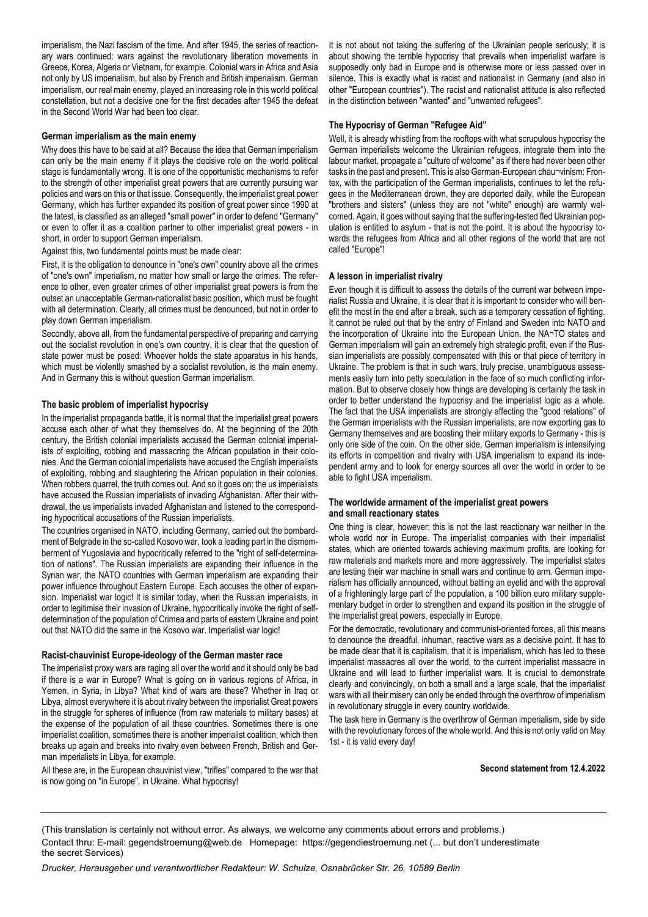imperialism, the Nazi fascism of the time. And after 1945, the series of reactionary wars continued: wars against the revolutionary liberation movements in Greece, Korea, Algeria or Vietnam, for example. Colonial wars in Africa and Asia not only by US imperialism, but also by French and British imperialism. German imperialism, our real main enemy, played an increasing role in this world political constellation, but not a decisive one for the first decades after 1945 the defeat in the Second World War had been too clear.

### German imperialism as the main enemy

Why does this have to be said at all? Because the idea that German imperialism can only be the main enemy if it plays the decisive role on the world political stage is fundamentally wrong. It is one of the opportunistic mechanisms to refer to the strength of other imperialist great powers that are currently pursuing war policies and wars on this or that issue. Consequently, the imperialist great power Germany, which has further expanded its position of great power since 1990 at the latest, is classified as an alleged "small power" in order to defend "Germany" or even to offer it as a coalition partner to other imperialist great powers - in short, in order to support German imperialism.

Against this, two fundamental points must be made clear:

First, it is the obligation to denounce in "one's own" country above all the crimes of "one's own" imperialism, no matter how small or large the crimes. The reference to other, even greater crimes of other imperialist great powers is from the outset an unacceptable German-nationalist basic position, which must be fought with all determination. Clearly, all crimes must be denounced, but not in order to play down German imperialism.

Secondly, above all, from the fundamental perspective of preparing and carrying out the socialist revolution in one's own country, it is clear that the question of state power must be posed: Whoever holds the state apparatus in his hands, which must be violently smashed by a socialist revolution, is the main enemy. And in Germany this is without question German imperialism.

### The basic problem of imperialist hypocrisy

In the imperialist propaganda battle, it is normal that the imperialist great powers accuse each other of what they themselves do. At the beginning of the 20th century, the British colonial imperialists accused the German colonial imperialists of exploiting, robbing and massacring the African population in their colonies. And the German colonial imperialists have accused the English imperialists of exploiting, robbing and slaughtering the African population in their colonies. When robbers quarrel, the truth comes out. And so it goes on: the us imperialists have accused the Russian imperialists of invading Afghanistan. After their withdrawal, the us imperialists invaded Afghanistan and listened to the corresponding hypocritical accusations of the Russian imperialists.

The countries organised in NATO, including Germany, carried out the bombardment of Belgrade in the so-called Kosovo war, took a leading part in the dismemberment of Yugoslavia and hypocritically referred to the "right of self-determination of nations". The Russian imperialists are expanding their influence in the Syrian war, the NATO countries with German imperialism are expanding their power influence throughout Eastern Europe. Each accuses the other of expansion. Imperialist war logic! It is similar today, when the Russian imperialists, in order to legitimise their invasion of Ukraine, hypocritically invoke the right of self-determination of the population of Crimea and parts of eastern Ukraine and point out that NATO did the same in the Kosovo war. Imperialist war logic!

### Racist-chauvinist Europe-ideology of the German master race

The imperialist proxy wars are raging all over the world and it should only be bad if there is a war in Europe? What is going on in various regions of Africa, in Yemen, in Syria, in Libya? What kind of wars are these? Whether in Iraq or Libya, almost everywhere it is about rivalry between the imperialist Great powers in the struggle for spheres of influence (from raw materials to military bases) at the expense of the population of all these countries. Sometimes there is one imperialist coalition, sometimes there is another imperialist coalition, which then breaks up again and breaks into rivalry even between French, British and German imperialists in Libya, for example.

All these are, in the European chauvinist view, "trifles" compared to the war that is now going on "in Europe", in Ukraine. What hypocrisy!

It is not about not taking the suffering of the Ukrainian people seriously; it is about showing the terrible hypocrisy that prevails when imperialist warfare is supposedly only bad in Europe and is otherwise more or less passed over in silence. This is exactly what is racist and nationalist in Germany (and also in other "European countries"). The racist and nationalist attitude is also reflected in the distinction between "wanted" and "unwanted refugees".

### The Hypocrisy of German "Refugee Aid"

Well, it is already whistling from the rooftops with what scrupulous hypocrisy the German imperialists welcome the Ukrainian refugees, integrate them into the labour market, propagate a "culture of welcome" as if there had never been other tasks in the past and present. This is also German-European chau¬vinism: Frontex, with the participation of the German imperialists, continues to let the refugees in the Mediterranean drown, they are deported daily, while the European "brothers and sisters" (unless they are not "white" enough) are warmly welcomed. Again, it goes without saying that the suffering-tested fled Ukrainian population is entitled to asylum - that is not the point. It is about the hypocrisy towards the refugees from Africa and all other regions of the world that are not called "Europe"!

### A lesson in imperialist rivalry

Even though it is difficult to assess the details of the current war between imperialist Russia and Ukraine, it is clear that it is important to consider who will benefit the most in the end after a break, such as a temporary cessation of fighting. It cannot be ruled out that by the entry of Finland and Sweden into NATO and the incorporation of Ukraine into the European Union, the NA¬TO states and German imperialism will gain an extremely high strategic profit, even if the Russian imperialists are possibly compensated with this or that piece of territory in Ukraine. The problem is that in such wars, truly precise, unambiguous assessments easily turn into petty speculation in the face of so much conflicting information. But to observe closely how things are developing is certainly the task in order to better understand the hypocrisy and the imperialist logic as a whole. The fact that the USA imperialists are strongly affecting the "good relations" of the German imperialists with the Russian imperialists, are now exporting gas to Germany themselves and are boosting their military exports to Germany - this is only one side of the coin. On the other side, German imperialism is intensifying its efforts in competition and rivalry with USA imperialism to expand its independent army and to look for energy sources all over the world in order to be able to fight USA imperialism.

### The worldwide armament of the imperialist great powers and small reactionary states

One thing is clear, however: this is not the last reactionary war neither in the whole world nor in Europe. The imperialist companies with their imperialist states, which are oriented towards achieving maximum profits, are looking for raw materials and markets more and more aggressively. The imperialist states are testing their war machine in small wars and continue to arm. German imperialism has officially announced, without batting an eyelid and with the approval of a frighteningly large part of the population, a 100 billion euro military supplementary budget in order to strengthen and expand its position in the struggle of the imperialist great powers, especially in Europe.

For the democratic, revolutionary and communist-oriented forces, all this means to denounce the dreadful, inhuman, reactive wars as a decisive point. It has to be made clear that it is capitalism, that it is imperialism, which has led to these imperialist massacres all over the world, to the current imperialist massacre in Ukraine and will lead to further imperialist wars. It is crucial to demonstrate clearly and convincingly, on both a small and a large scale, that the imperialist wars with all their misery can only be ended through the overthrow of imperialism in revolutionary struggle in every country worldwide.

The task here in Germany is the overthrow of German imperialism, side by side with the revolutionary forces of the whole world. And this is not only valid on May 1st - it is valid every day!

**Second statement from 12.4.2022**

---

(This translation is certainly not without error. As always, we welcome any comments about errors and problems.)

Contact thru: E-mail: gegendstroemung@web.de Homepage: https://gegendiestroemung.net (... but don't underestimate the secret Services)

*Drucker, Herausgeber und verantwortlicher Redakteur: W. Schulze, Osnabrücker Str. 26, 10589 Berlin*